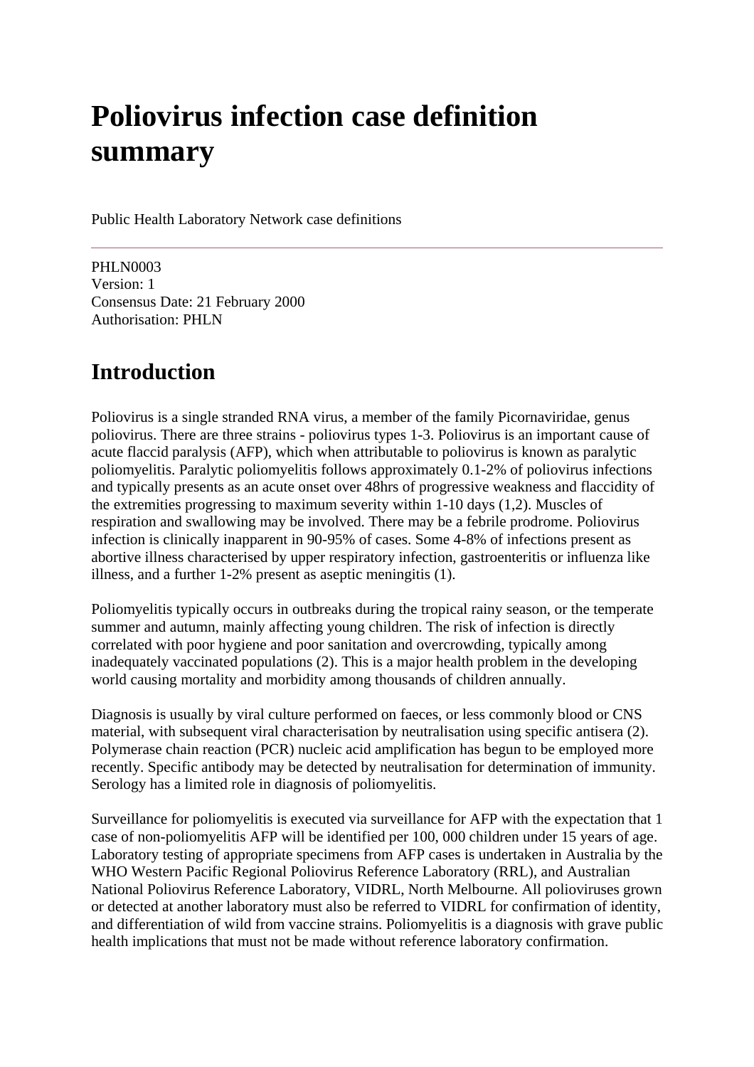# Poliovirus infection case definition summary

Public Health Laboratory Network case definitions

---

PHLN0003
Version: 1
Consensus Date: 21 February 2000
Authorisation: PHLN

## Introduction

Poliovirus is a single stranded RNA virus, a member of the family Picornaviridae, genus poliovirus. There are three strains - poliovirus types 1-3. Poliovirus is an important cause of acute flaccid paralysis (AFP), which when attributable to poliovirus is known as paralytic poliomyelitis. Paralytic poliomyelitis follows approximately 0.1-2% of poliovirus infections and typically presents as an acute onset over 48hrs of progressive weakness and flaccidity of the extremities progressing to maximum severity within 1-10 days (1,2). Muscles of respiration and swallowing may be involved. There may be a febrile prodrome. Poliovirus infection is clinically inapparent in 90-95% of cases. Some 4-8% of infections present as abortive illness characterised by upper respiratory infection, gastroenteritis or influenza like illness, and a further 1-2% present as aseptic meningitis (1).

Poliomyelitis typically occurs in outbreaks during the tropical rainy season, or the temperate summer and autumn, mainly affecting young children. The risk of infection is directly correlated with poor hygiene and poor sanitation and overcrowding, typically among inadequately vaccinated populations (2). This is a major health problem in the developing world causing mortality and morbidity among thousands of children annually.

Diagnosis is usually by viral culture performed on faeces, or less commonly blood or CNS material, with subsequent viral characterisation by neutralisation using specific antisera (2). Polymerase chain reaction (PCR) nucleic acid amplification has begun to be employed more recently. Specific antibody may be detected by neutralisation for determination of immunity. Serology has a limited role in diagnosis of poliomyelitis.

Surveillance for poliomyelitis is executed via surveillance for AFP with the expectation that 1 case of non-poliomyelitis AFP will be identified per 100, 000 children under 15 years of age. Laboratory testing of appropriate specimens from AFP cases is undertaken in Australia by the WHO Western Pacific Regional Poliovirus Reference Laboratory (RRL), and Australian National Poliovirus Reference Laboratory, VIDRL, North Melbourne. All polioviruses grown or detected at another laboratory must also be referred to VIDRL for confirmation of identity, and differentiation of wild from vaccine strains. Poliomyelitis is a diagnosis with grave public health implications that must not be made without reference laboratory confirmation.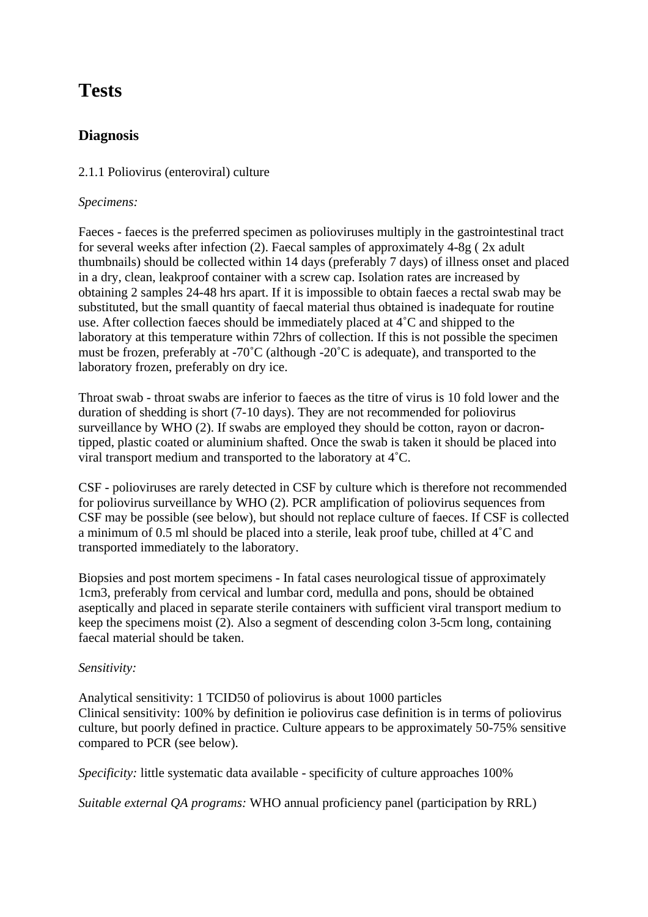# Tests

## Diagnosis

2.1.1 Poliovirus (enteroviral) culture

*Specimens:*

Faeces - faeces is the preferred specimen as polioviruses multiply in the gastrointestinal tract for several weeks after infection (2). Faecal samples of approximately 4-8g ( 2x adult thumbnails) should be collected within 14 days (preferably 7 days) of illness onset and placed in a dry, clean, leakproof container with a screw cap. Isolation rates are increased by obtaining 2 samples 24-48 hrs apart. If it is impossible to obtain faeces a rectal swab may be substituted, but the small quantity of faecal material thus obtained is inadequate for routine use. After collection faeces should be immediately placed at 4˚C and shipped to the laboratory at this temperature within 72hrs of collection. If this is not possible the specimen must be frozen, preferably at -70˚C (although -20˚C is adequate), and transported to the laboratory frozen, preferably on dry ice.

Throat swab - throat swabs are inferior to faeces as the titre of virus is 10 fold lower and the duration of shedding is short (7-10 days). They are not recommended for poliovirus surveillance by WHO (2). If swabs are employed they should be cotton, rayon or dacron-tipped, plastic coated or aluminium shafted. Once the swab is taken it should be placed into viral transport medium and transported to the laboratory at 4˚C.

CSF - polioviruses are rarely detected in CSF by culture which is therefore not recommended for poliovirus surveillance by WHO (2). PCR amplification of poliovirus sequences from CSF may be possible (see below), but should not replace culture of faeces. If CSF is collected a minimum of 0.5 ml should be placed into a sterile, leak proof tube, chilled at 4˚C and transported immediately to the laboratory.

Biopsies and post mortem specimens - In fatal cases neurological tissue of approximately 1cm3, preferably from cervical and lumbar cord, medulla and pons, should be obtained aseptically and placed in separate sterile containers with sufficient viral transport medium to keep the specimens moist (2). Also a segment of descending colon 3-5cm long, containing faecal material should be taken.

*Sensitivity:*

Analytical sensitivity: 1 TCID50 of poliovirus is about 1000 particles
Clinical sensitivity: 100% by definition ie poliovirus case definition is in terms of poliovirus culture, but poorly defined in practice. Culture appears to be approximately 50-75% sensitive compared to PCR (see below).

*Specificity:* little systematic data available - specificity of culture approaches 100%

*Suitable external QA programs:* WHO annual proficiency panel (participation by RRL)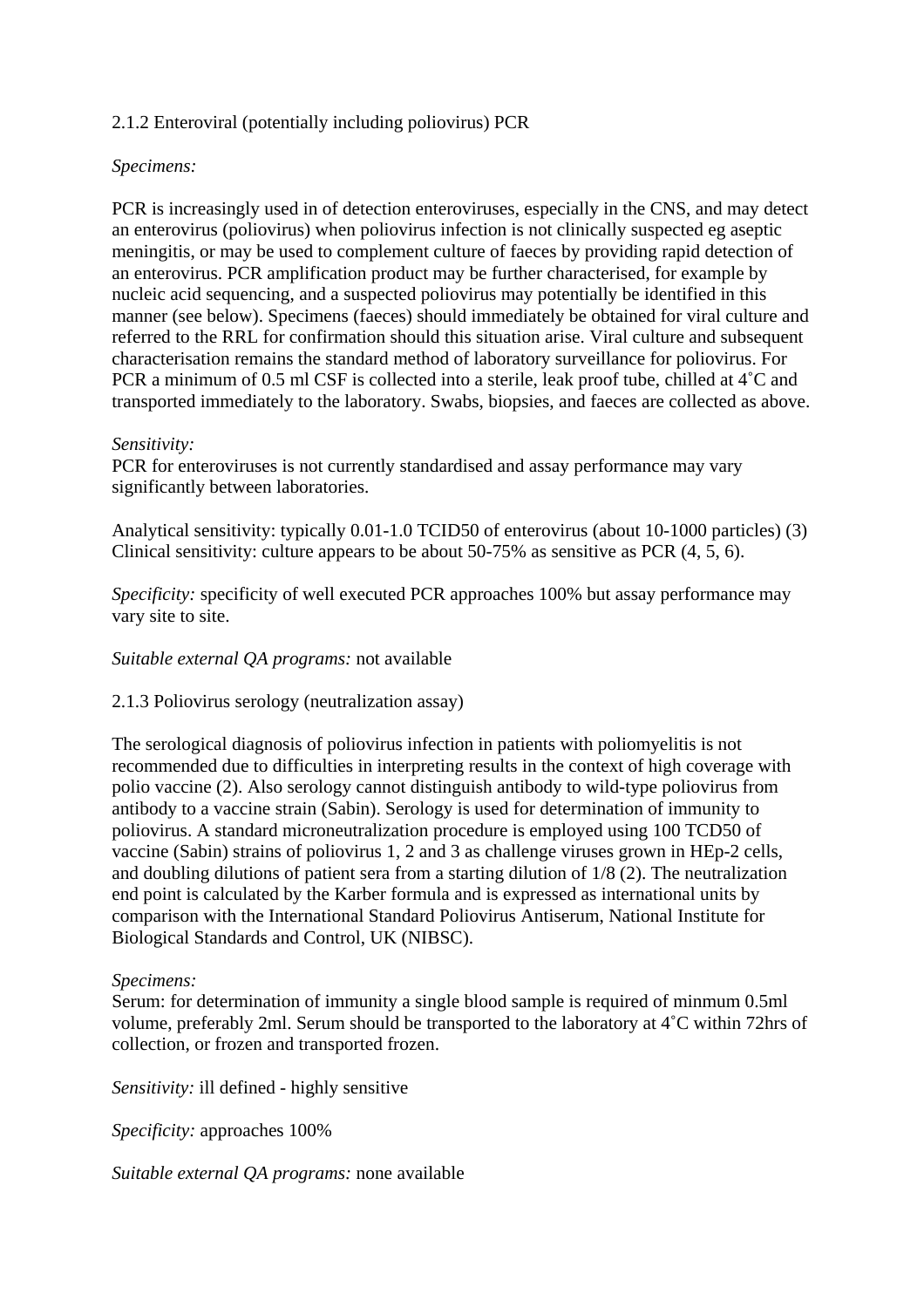### 2.1.2 Enteroviral (potentially including poliovirus) PCR

*Specimens:*

PCR is increasingly used in of detection enteroviruses, especially in the CNS, and may detect an enterovirus (poliovirus) when poliovirus infection is not clinically suspected eg aseptic meningitis, or may be used to complement culture of faeces by providing rapid detection of an enterovirus. PCR amplification product may be further characterised, for example by nucleic acid sequencing, and a suspected poliovirus may potentially be identified in this manner (see below). Specimens (faeces) should immediately be obtained for viral culture and referred to the RRL for confirmation should this situation arise. Viral culture and subsequent characterisation remains the standard method of laboratory surveillance for poliovirus. For PCR a minimum of 0.5 ml CSF is collected into a sterile, leak proof tube, chilled at 4˚C and transported immediately to the laboratory. Swabs, biopsies, and faeces are collected as above.

*Sensitivity:*
PCR for enteroviruses is not currently standardised and assay performance may vary significantly between laboratories.

Analytical sensitivity: typically 0.01-1.0 TCID50 of enterovirus (about 10-1000 particles) (3)
Clinical sensitivity: culture appears to be about 50-75% as sensitive as PCR (4, 5, 6).

*Specificity:* specificity of well executed PCR approaches 100% but assay performance may vary site to site.

*Suitable external QA programs:* not available

### 2.1.3 Poliovirus serology (neutralization assay)

The serological diagnosis of poliovirus infection in patients with poliomyelitis is not recommended due to difficulties in interpreting results in the context of high coverage with polio vaccine (2). Also serology cannot distinguish antibody to wild-type poliovirus from antibody to a vaccine strain (Sabin). Serology is used for determination of immunity to poliovirus. A standard microneutralization procedure is employed using 100 TCD50 of vaccine (Sabin) strains of poliovirus 1, 2 and 3 as challenge viruses grown in HEp-2 cells, and doubling dilutions of patient sera from a starting dilution of 1/8 (2). The neutralization end point is calculated by the Karber formula and is expressed as international units by comparison with the International Standard Poliovirus Antiserum, National Institute for Biological Standards and Control, UK (NIBSC).

*Specimens:*
Serum: for determination of immunity a single blood sample is required of minmum 0.5ml volume, preferably 2ml. Serum should be transported to the laboratory at 4˚C within 72hrs of collection, or frozen and transported frozen.

*Sensitivity:* ill defined - highly sensitive

*Specificity:* approaches 100%

*Suitable external QA programs:* none available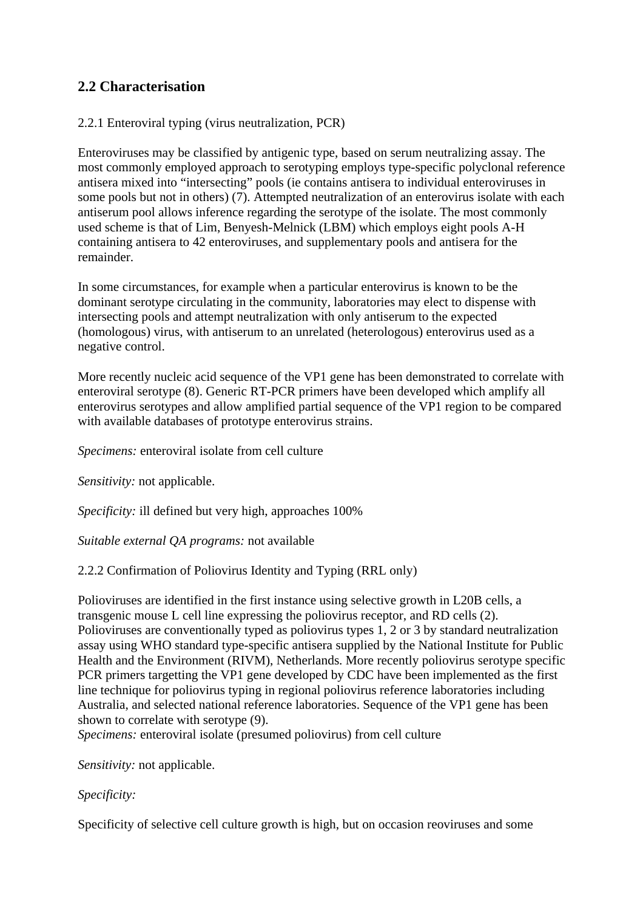## 2.2 Characterisation

2.2.1 Enteroviral typing (virus neutralization, PCR)

Enteroviruses may be classified by antigenic type, based on serum neutralizing assay. The most commonly employed approach to serotyping employs type-specific polyclonal reference antisera mixed into "intersecting" pools (ie contains antisera to individual enteroviruses in some pools but not in others) (7). Attempted neutralization of an enterovirus isolate with each antiserum pool allows inference regarding the serotype of the isolate. The most commonly used scheme is that of Lim, Benyesh-Melnick (LBM) which employs eight pools A-H containing antisera to 42 enteroviruses, and supplementary pools and antisera for the remainder.

In some circumstances, for example when a particular enterovirus is known to be the dominant serotype circulating in the community, laboratories may elect to dispense with intersecting pools and attempt neutralization with only antiserum to the expected (homologous) virus, with antiserum to an unrelated (heterologous) enterovirus used as a negative control.

More recently nucleic acid sequence of the VP1 gene has been demonstrated to correlate with enteroviral serotype (8). Generic RT-PCR primers have been developed which amplify all enterovirus serotypes and allow amplified partial sequence of the VP1 region to be compared with available databases of prototype enterovirus strains.

*Specimens:* enteroviral isolate from cell culture

*Sensitivity:* not applicable.

*Specificity:* ill defined but very high, approaches 100%

*Suitable external QA programs:* not available

2.2.2 Confirmation of Poliovirus Identity and Typing (RRL only)

Polioviruses are identified in the first instance using selective growth in L20B cells, a transgenic mouse L cell line expressing the poliovirus receptor, and RD cells (2). Polioviruses are conventionally typed as poliovirus types 1, 2 or 3 by standard neutralization assay using WHO standard type-specific antisera supplied by the National Institute for Public Health and the Environment (RIVM), Netherlands. More recently poliovirus serotype specific PCR primers targetting the VP1 gene developed by CDC have been implemented as the first line technique for poliovirus typing in regional poliovirus reference laboratories including Australia, and selected national reference laboratories. Sequence of the VP1 gene has been shown to correlate with serotype (9).
*Specimens:* enteroviral isolate (presumed poliovirus) from cell culture

*Sensitivity:* not applicable.

*Specificity:*

Specificity of selective cell culture growth is high, but on occasion reoviruses and some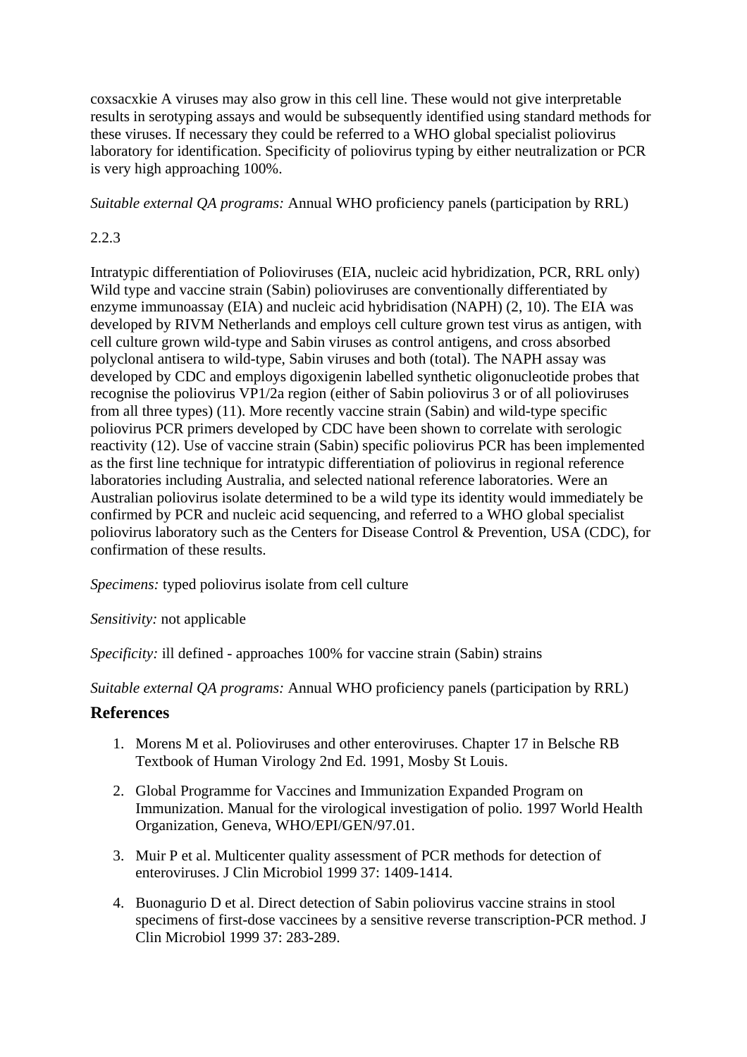coxsacxkie A viruses may also grow in this cell line. These would not give interpretable results in serotyping assays and would be subsequently identified using standard methods for these viruses. If necessary they could be referred to a WHO global specialist poliovirus laboratory for identification. Specificity of poliovirus typing by either neutralization or PCR is very high approaching 100%.

*Suitable external QA programs:* Annual WHO proficiency panels (participation by RRL)

2.2.3

Intratypic differentiation of Polioviruses (EIA, nucleic acid hybridization, PCR, RRL only) Wild type and vaccine strain (Sabin) polioviruses are conventionally differentiated by enzyme immunoassay (EIA) and nucleic acid hybridisation (NAPH) (2, 10). The EIA was developed by RIVM Netherlands and employs cell culture grown test virus as antigen, with cell culture grown wild-type and Sabin viruses as control antigens, and cross absorbed polyclonal antisera to wild-type, Sabin viruses and both (total). The NAPH assay was developed by CDC and employs digoxigenin labelled synthetic oligonucleotide probes that recognise the poliovirus VP1/2a region (either of Sabin poliovirus 3 or of all polioviruses from all three types) (11). More recently vaccine strain (Sabin) and wild-type specific poliovirus PCR primers developed by CDC have been shown to correlate with serologic reactivity (12). Use of vaccine strain (Sabin) specific poliovirus PCR has been implemented as the first line technique for intratypic differentiation of poliovirus in regional reference laboratories including Australia, and selected national reference laboratories. Were an Australian poliovirus isolate determined to be a wild type its identity would immediately be confirmed by PCR and nucleic acid sequencing, and referred to a WHO global specialist poliovirus laboratory such as the Centers for Disease Control & Prevention, USA (CDC), for confirmation of these results.

*Specimens:* typed poliovirus isolate from cell culture

*Sensitivity:* not applicable

*Specificity:* ill defined - approaches 100% for vaccine strain (Sabin) strains

*Suitable external QA programs:* Annual WHO proficiency panels (participation by RRL)

## References

1. Morens M et al. Polioviruses and other enteroviruses. Chapter 17 in Belsche RB Textbook of Human Virology 2nd Ed. 1991, Mosby St Louis.

2. Global Programme for Vaccines and Immunization Expanded Program on Immunization. Manual for the virological investigation of polio. 1997 World Health Organization, Geneva, WHO/EPI/GEN/97.01.

3. Muir P et al. Multicenter quality assessment of PCR methods for detection of enteroviruses. J Clin Microbiol 1999 37: 1409-1414.

4. Buonagurio D et al. Direct detection of Sabin poliovirus vaccine strains in stool specimens of first-dose vaccinees by a sensitive reverse transcription-PCR method. J Clin Microbiol 1999 37: 283-289.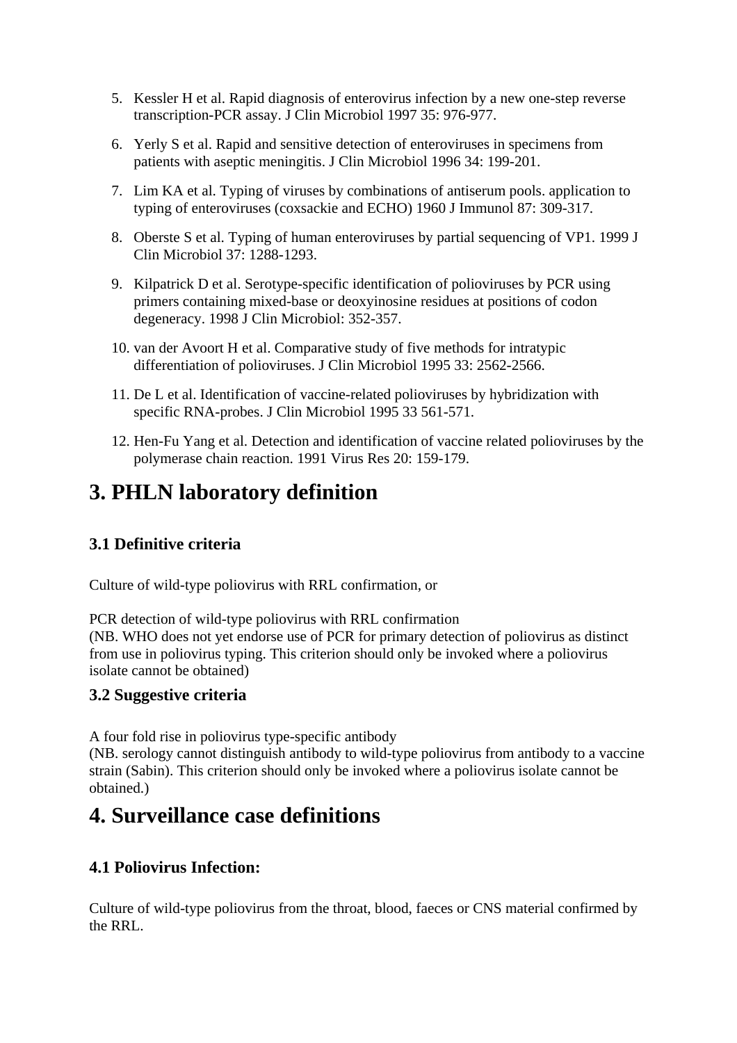5. Kessler H et al. Rapid diagnosis of enterovirus infection by a new one-step reverse transcription-PCR assay. J Clin Microbiol 1997 35: 976-977.
6. Yerly S et al. Rapid and sensitive detection of enteroviruses in specimens from patients with aseptic meningitis. J Clin Microbiol 1996 34: 199-201.
7. Lim KA et al. Typing of viruses by combinations of antiserum pools. application to typing of enteroviruses (coxsackie and ECHO) 1960 J Immunol 87: 309-317.
8. Oberste S et al. Typing of human enteroviruses by partial sequencing of VP1. 1999 J Clin Microbiol 37: 1288-1293.
9. Kilpatrick D et al. Serotype-specific identification of polioviruses by PCR using primers containing mixed-base or deoxyinosine residues at positions of codon degeneracy. 1998 J Clin Microbiol: 352-357.
10. van der Avoort H et al. Comparative study of five methods for intratypic differentiation of polioviruses. J Clin Microbiol 1995 33: 2562-2566.
11. De L et al. Identification of vaccine-related polioviruses by hybridization with specific RNA-probes. J Clin Microbiol 1995 33 561-571.
12. Hen-Fu Yang et al. Detection and identification of vaccine related polioviruses by the polymerase chain reaction. 1991 Virus Res 20: 159-179.

# 3. PHLN laboratory definition

### 3.1 Definitive criteria

Culture of wild-type poliovirus with RRL confirmation, or

PCR detection of wild-type poliovirus with RRL confirmation
(NB. WHO does not yet endorse use of PCR for primary detection of poliovirus as distinct from use in poliovirus typing. This criterion should only be invoked where a poliovirus isolate cannot be obtained)

### 3.2 Suggestive criteria

A four fold rise in poliovirus type-specific antibody
(NB. serology cannot distinguish antibody to wild-type poliovirus from antibody to a vaccine strain (Sabin). This criterion should only be invoked where a poliovirus isolate cannot be obtained.)

# 4. Surveillance case definitions

### 4.1 Poliovirus Infection:

Culture of wild-type poliovirus from the throat, blood, faeces or CNS material confirmed by the RRL.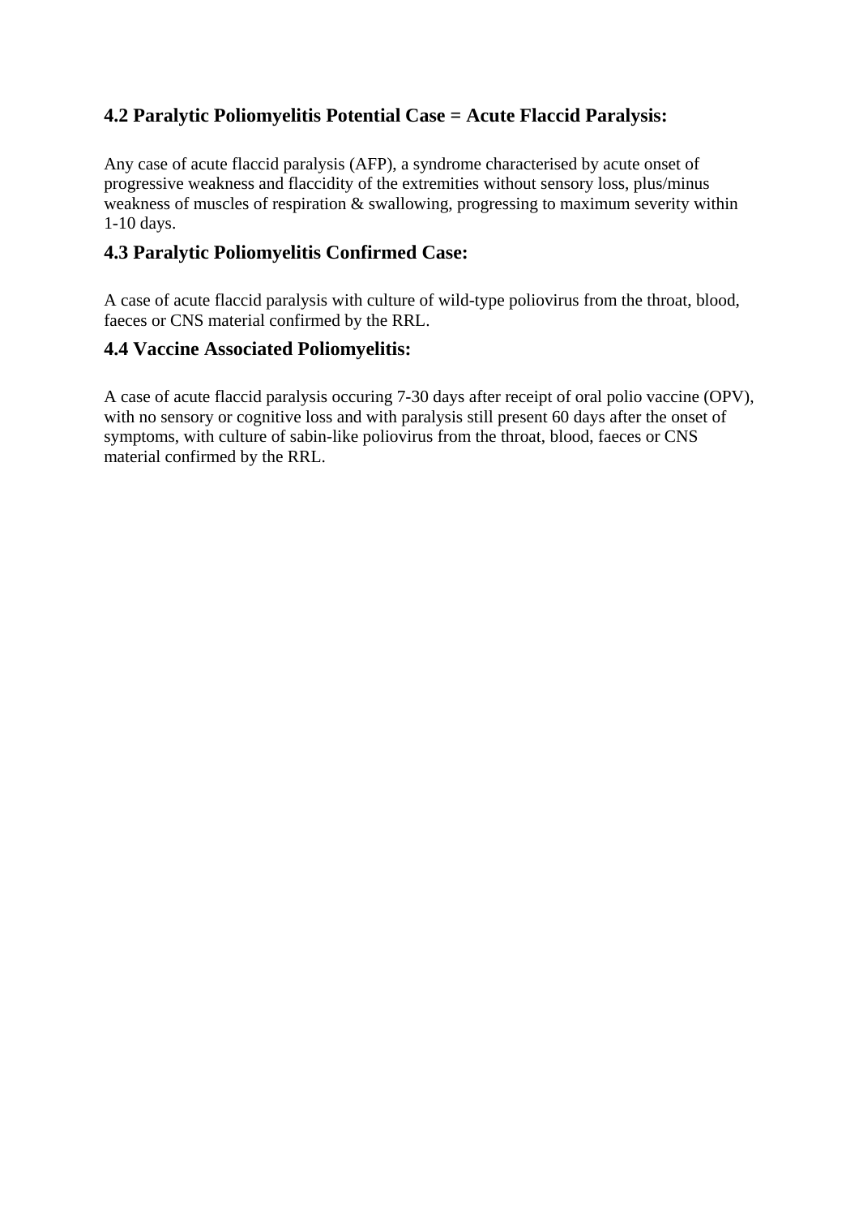### 4.2 Paralytic Poliomyelitis Potential Case = Acute Flaccid Paralysis:

Any case of acute flaccid paralysis (AFP), a syndrome characterised by acute onset of progressive weakness and flaccidity of the extremities without sensory loss, plus/minus weakness of muscles of respiration & swallowing, progressing to maximum severity within 1-10 days.

### 4.3 Paralytic Poliomyelitis Confirmed Case:

A case of acute flaccid paralysis with culture of wild-type poliovirus from the throat, blood, faeces or CNS material confirmed by the RRL.

### 4.4 Vaccine Associated Poliomyelitis:

A case of acute flaccid paralysis occuring 7-30 days after receipt of oral polio vaccine (OPV), with no sensory or cognitive loss and with paralysis still present 60 days after the onset of symptoms, with culture of sabin-like poliovirus from the throat, blood, faeces or CNS material confirmed by the RRL.